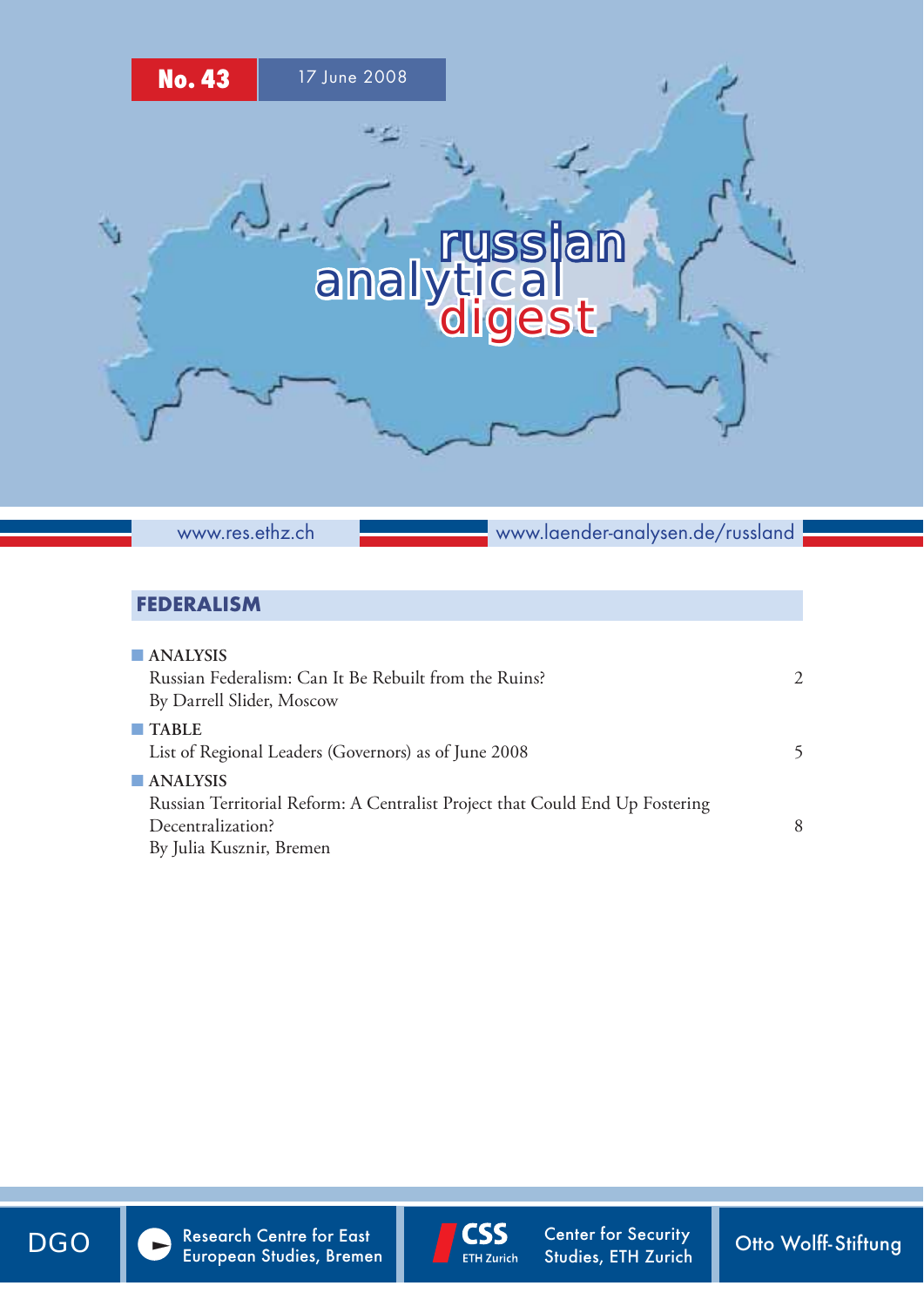**No. 43** 17 June 2008

# russian analytical digest

www.res.ethz.ch www.laender-analysen.de/russland

## FEDERALISM

- **ANALYSIS**
  Russian Federalism: Can It Be Rebuilt from the Ruins? 2
  By Darrell Slider, Moscow
- **TABLE**
  List of Regional Leaders (Governors) as of June 2008 5
- **ANALYSIS**
  Russian Territorial Reform: A Centralist Project that Could End Up Fostering Decentralization? 8
  By Julia Kusznir, Bremen

DGO | Research Centre for East European Studies, Bremen | CSS ETH Zurich Center for Security Studies, ETH Zurich | Otto Wolff-Stiftung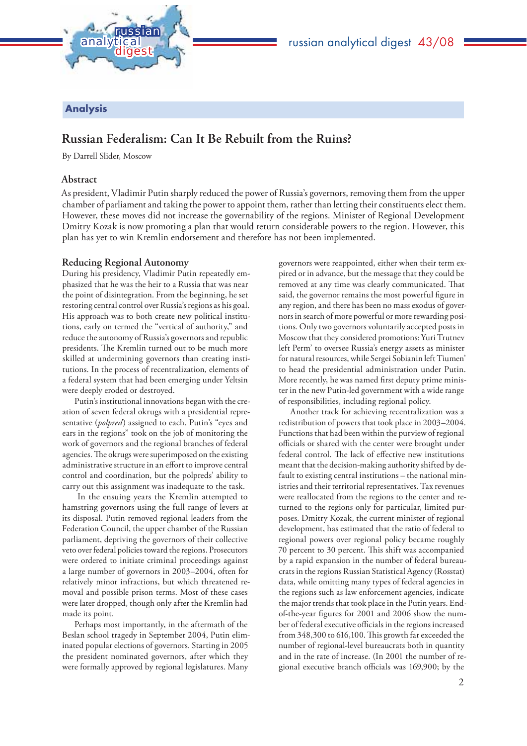## Analysis

# Russian Federalism: Can It Be Rebuilt from the Ruins?

By Darrell Slider, Moscow

### Abstract

As president, Vladimir Putin sharply reduced the power of Russia's governors, removing them from the upper chamber of parliament and taking the power to appoint them, rather than letting their constituents elect them. However, these moves did not increase the governability of the regions. Minister of Regional Development Dmitry Kozak is now promoting a plan that would return considerable powers to the region. However, this plan has yet to win Kremlin endorsement and therefore has not been implemented.

### Reducing Regional Autonomy

During his presidency, Vladimir Putin repeatedly emphasized that he was the heir to a Russia that was near the point of disintegration. From the beginning, he set restoring central control over Russia's regions as his goal. His approach was to both create new political institutions, early on termed the "vertical of authority," and reduce the autonomy of Russia's governors and republic presidents. The Kremlin turned out to be much more skilled at undermining governors than creating institutions. In the process of recentralization, elements of a federal system that had been emerging under Yeltsin were deeply eroded or destroyed.

Putin's institutional innovations began with the creation of seven federal okrugs with a presidential representative (*polpred*) assigned to each. Putin's "eyes and ears in the regions" took on the job of monitoring the work of governors and the regional branches of federal agencies. The okrugs were superimposed on the existing administrative structure in an effort to improve central control and coordination, but the polpreds' ability to carry out this assignment was inadequate to the task.

In the ensuing years the Kremlin attempted to hamstring governors using the full range of levers at its disposal. Putin removed regional leaders from the Federation Council, the upper chamber of the Russian parliament, depriving the governors of their collective veto over federal policies toward the regions. Prosecutors were ordered to initiate criminal proceedings against a large number of governors in 2003–2004, often for relatively minor infractions, but which threatened removal and possible prison terms. Most of these cases were later dropped, though only after the Kremlin had made its point.

Perhaps most importantly, in the aftermath of the Beslan school tragedy in September 2004, Putin eliminated popular elections of governors. Starting in 2005 the president nominated governors, after which they were formally approved by regional legislatures. Many governors were reappointed, either when their term expired or in advance, but the message that they could be removed at any time was clearly communicated. That said, the governor remains the most powerful figure in any region, and there has been no mass exodus of governors in search of more powerful or more rewarding positions. Only two governors voluntarily accepted posts in Moscow that they considered promotions: Yuri Trutnev left Perm' to oversee Russia's energy assets as minister for natural resources, while Sergei Sobianin left Tiumen' to head the presidential administration under Putin. More recently, he was named first deputy prime minister in the new Putin-led government with a wide range of responsibilities, including regional policy.

Another track for achieving recentralization was a redistribution of powers that took place in 2003–2004. Functions that had been within the purview of regional officials or shared with the center were brought under federal control. The lack of effective new institutions meant that the decision-making authority shifted by default to existing central institutions – the national ministries and their territorial representatives. Tax revenues were reallocated from the regions to the center and returned to the regions only for particular, limited purposes. Dmitry Kozak, the current minister of regional development, has estimated that the ratio of federal to regional powers over regional policy became roughly 70 percent to 30 percent. This shift was accompanied by a rapid expansion in the number of federal bureaucrats in the regions Russian Statistical Agency (Rosstat) data, while omitting many types of federal agencies in the regions such as law enforcement agencies, indicate the major expansion that took place in the Putin years. End-of-the-year figures for 2001 and 2006 show the number of federal executive officials in the regions increased from 348,300 to 616,100. This growth far exceeded the number of regional-level bureaucrats both in quantity and in the rate of increase. (In 2001 the number of regional executive branch officials was 169,900; by the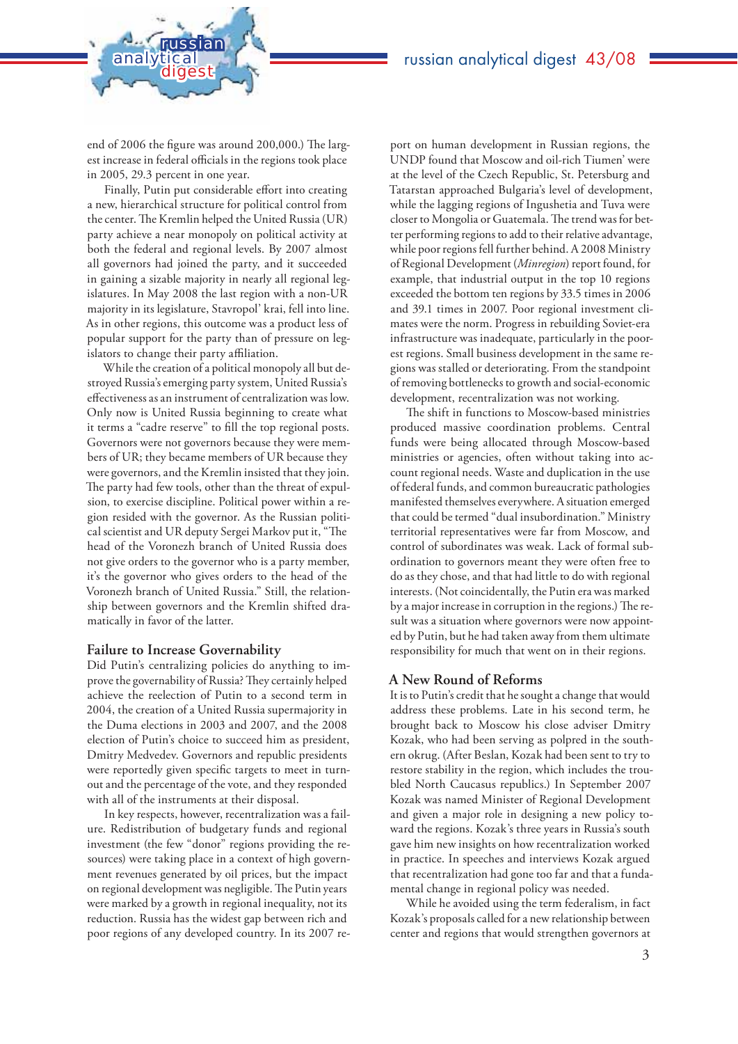end of 2006 the figure was around 200,000.) The largest increase in federal officials in the regions took place in 2005, 29.3 percent in one year.

Finally, Putin put considerable effort into creating a new, hierarchical structure for political control from the center. The Kremlin helped the United Russia (UR) party achieve a near monopoly on political activity at both the federal and regional levels. By 2007 almost all governors had joined the party, and it succeeded in gaining a sizable majority in nearly all regional legislatures. In May 2008 the last region with a non-UR majority in its legislature, Stavropol' krai, fell into line. As in other regions, this outcome was a product less of popular support for the party than of pressure on legislators to change their party affiliation.

While the creation of a political monopoly all but destroyed Russia's emerging party system, United Russia's effectiveness as an instrument of centralization was low. Only now is United Russia beginning to create what it terms a "cadre reserve" to fill the top regional posts. Governors were not governors because they were members of UR; they became members of UR because they were governors, and the Kremlin insisted that they join. The party had few tools, other than the threat of expulsion, to exercise discipline. Political power within a region resided with the governor. As the Russian political scientist and UR deputy Sergei Markov put it, "The head of the Voronezh branch of United Russia does not give orders to the governor who is a party member, it's the governor who gives orders to the head of the Voronezh branch of United Russia." Still, the relationship between governors and the Kremlin shifted dramatically in favor of the latter.

## Failure to Increase Governability

Did Putin's centralizing policies do anything to improve the governability of Russia? They certainly helped achieve the reelection of Putin to a second term in 2004, the creation of a United Russia supermajority in the Duma elections in 2003 and 2007, and the 2008 election of Putin's choice to succeed him as president, Dmitry Medvedev. Governors and republic presidents were reportedly given specific targets to meet in turnout and the percentage of the vote, and they responded with all of the instruments at their disposal.

In key respects, however, recentralization was a failure. Redistribution of budgetary funds and regional investment (the few "donor" regions providing the resources) were taking place in a context of high government revenues generated by oil prices, but the impact on regional development was negligible. The Putin years were marked by a growth in regional inequality, not its reduction. Russia has the widest gap between rich and poor regions of any developed country. In its 2007 report on human development in Russian regions, the UNDP found that Moscow and oil-rich Tiumen' were at the level of the Czech Republic, St. Petersburg and Tatarstan approached Bulgaria's level of development, while the lagging regions of Ingushetia and Tuva were closer to Mongolia or Guatemala. The trend was for better performing regions to add to their relative advantage, while poor regions fell further behind. A 2008 Ministry of Regional Development (*Minregion*) report found, for example, that industrial output in the top 10 regions exceeded the bottom ten regions by 33.5 times in 2006 and 39.1 times in 2007. Poor regional investment climates were the norm. Progress in rebuilding Soviet-era infrastructure was inadequate, particularly in the poorest regions. Small business development in the same regions was stalled or deteriorating. From the standpoint of removing bottlenecks to growth and social-economic development, recentralization was not working.

The shift in functions to Moscow-based ministries produced massive coordination problems. Central funds were being allocated through Moscow-based ministries or agencies, often without taking into account regional needs. Waste and duplication in the use of federal funds, and common bureaucratic pathologies manifested themselves everywhere. A situation emerged that could be termed "dual insubordination." Ministry territorial representatives were far from Moscow, and control of subordinates was weak. Lack of formal subordination to governors meant they were often free to do as they chose, and that had little to do with regional interests. (Not coincidentally, the Putin era was marked by a major increase in corruption in the regions.) The result was a situation where governors were now appointed by Putin, but he had taken away from them ultimate responsibility for much that went on in their regions.

## A New Round of Reforms

It is to Putin's credit that he sought a change that would address these problems. Late in his second term, he brought back to Moscow his close adviser Dmitry Kozak, who had been serving as polpred in the southern okrug. (After Beslan, Kozak had been sent to try to restore stability in the region, which includes the troubled North Caucasus republics.) In September 2007 Kozak was named Minister of Regional Development and given a major role in designing a new policy toward the regions. Kozak's three years in Russia's south gave him new insights on how recentralization worked in practice. In speeches and interviews Kozak argued that recentralization had gone too far and that a fundamental change in regional policy was needed.

While he avoided using the term federalism, in fact Kozak's proposals called for a new relationship between center and regions that would strengthen governors at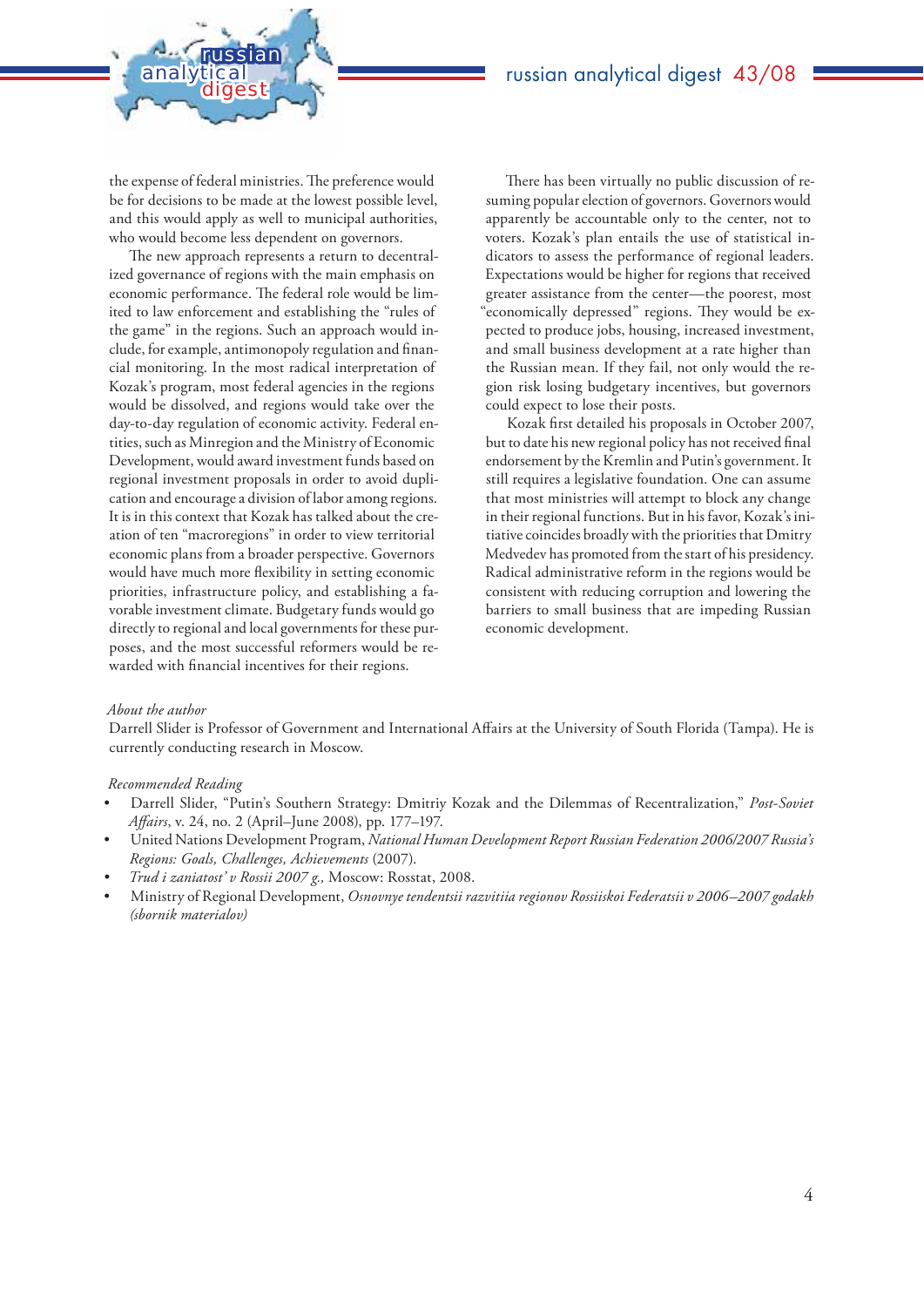the expense of federal ministries. The preference would be for decisions to be made at the lowest possible level, and this would apply as well to municipal authorities, who would become less dependent on governors.

The new approach represents a return to decentralized governance of regions with the main emphasis on economic performance. The federal role would be limited to law enforcement and establishing the "rules of the game" in the regions. Such an approach would include, for example, antimonopoly regulation and financial monitoring. In the most radical interpretation of Kozak's program, most federal agencies in the regions would be dissolved, and regions would take over the day-to-day regulation of economic activity. Federal entities, such as Minregion and the Ministry of Economic Development, would award investment funds based on regional investment proposals in order to avoid duplication and encourage a division of labor among regions. It is in this context that Kozak has talked about the creation of ten "macroregions" in order to view territorial economic plans from a broader perspective. Governors would have much more flexibility in setting economic priorities, infrastructure policy, and establishing a favorable investment climate. Budgetary funds would go directly to regional and local governments for these purposes, and the most successful reformers would be rewarded with financial incentives for their regions.

There has been virtually no public discussion of resuming popular election of governors. Governors would apparently be accountable only to the center, not to voters. Kozak's plan entails the use of statistical indicators to assess the performance of regional leaders. Expectations would be higher for regions that received greater assistance from the center—the poorest, most "economically depressed" regions. They would be expected to produce jobs, housing, increased investment, and small business development at a rate higher than the Russian mean. If they fail, not only would the region risk losing budgetary incentives, but governors could expect to lose their posts.

Kozak first detailed his proposals in October 2007, but to date his new regional policy has not received final endorsement by the Kremlin and Putin's government. It still requires a legislative foundation. One can assume that most ministries will attempt to block any change in their regional functions. But in his favor, Kozak's initiative coincides broadly with the priorities that Dmitry Medvedev has promoted from the start of his presidency. Radical administrative reform in the regions would be consistent with reducing corruption and lowering the barriers to small business that are impeding Russian economic development.

*About the author*

Darrell Slider is Professor of Government and International Affairs at the University of South Florida (Tampa). He is currently conducting research in Moscow.

*Recommended Reading*

- Darrell Slider, "Putin's Southern Strategy: Dmitriy Kozak and the Dilemmas of Recentralization," *Post-Soviet Affairs*, v. 24, no. 2 (April–June 2008), pp. 177–197.
- United Nations Development Program, *National Human Development Report Russian Federation 2006/2007 Russia's Regions: Goals, Challenges, Achievements* (2007).
- *Trud i zaniatost' v Rossii 2007 g.,* Moscow: Rosstat, 2008.
- Ministry of Regional Development, *Osnovnye tendentsii razvitiia regionov Rossiiskoi Federatsii v 2006–2007 godakh (sbornik materialov)*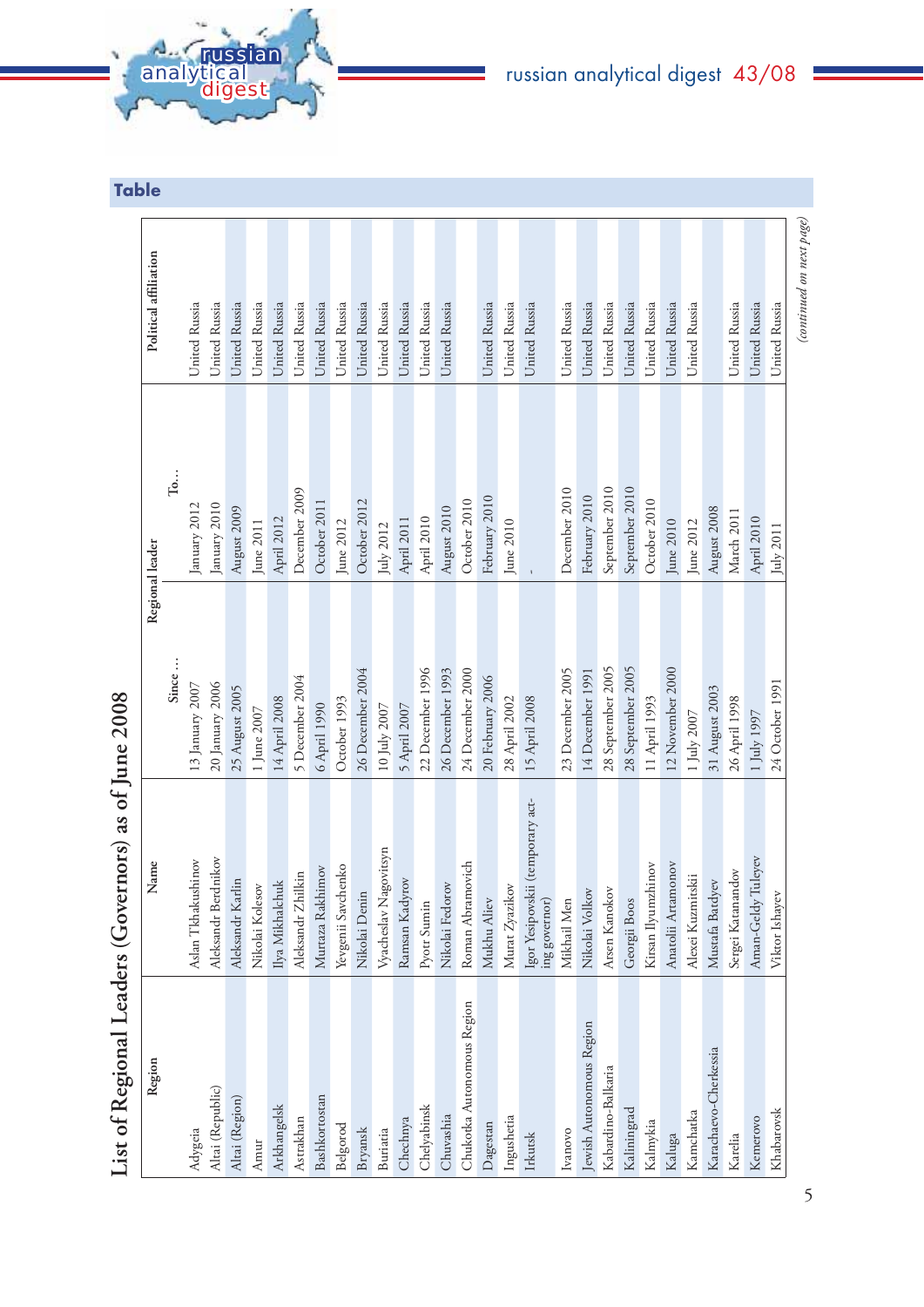## Table

### List of Regional Leaders (Governors) as of June 2008

| Region | Name | Regional leader | | Political affiliation |
|---|---|---|---|---|
| | | Since … | To… | |
| Adygeia | Aslan Tkhakushinov | 13 January 2007 | January 2012 | United Russia |
| Altai (Republic) | Aleksandr Berdnikov | 20 January 2006 | January 2010 | United Russia |
| Altai (Region) | Aleksandr Karlin | 25 August 2005 | August 2009 | United Russia |
| Amur | Nikolai Kolesov | 1 June 2007 | June 2011 | United Russia |
| Arkhangelsk | Ilya Mikhalchuk | 14 April 2008 | April 2012 | United Russia |
| Astrakhan | Aleksandr Zhilkin | 5 December 2004 | December 2009 | United Russia |
| Bashkortostan | Murtaza Rakhimov | 6 April 1990 | October 2011 | United Russia |
| Belgorod | Yevgenii Savchenko | October 1993 | June 2012 | United Russia |
| Bryansk | Nikolai Denin | 26 December 2004 | October 2012 | United Russia |
| Buriatia | Vyacheslav Nagovitsyn | 10 July 2007 | July 2012 | United Russia |
| Chechnya | Ramzan Kadyrov | 5 April 2007 | April 2011 | United Russia |
| Chelyabinsk | Pyotr Sumin | 22 December 1996 | April 2010 | United Russia |
| Chuvashia | Nikolai Fedorov | 26 December 1993 | August 2010 | United Russia |
| Chukotka Autonomous Region | Roman Abramovich | 24 December 2000 | October 2010 | |
| Dagestan | Mukhu Aliev | 20 February 2006 | February 2010 | United Russia |
| Ingushetia | Murat Zyazikov | 28 April 2002 | June 2010 | United Russia |
| Irkutsk | Igor Yesipovskii (temporary acting governor) | 15 April 2008 | - | United Russia |
| Ivanovo | Mikhail Men | 23 December 2005 | December 2010 | United Russia |
| Jewish Autonomous Region | Nikolai Volkov | 14 December 1991 | February 2010 | United Russia |
| Kabardino-Balkaria | Arsen Kanokov | 28 September 2005 | September 2010 | United Russia |
| Kaliningrad | Georgii Boos | 28 September 2005 | September 2010 | United Russia |
| Kalmykia | Kirsan Ilyumzhinov | 11 April 1993 | October 2010 | United Russia |
| Kaluga | Anatolii Artamonov | 12 November 2000 | June 2010 | United Russia |
| Kamchatka | Alexei Kuzmitskii | 1 July 2007 | June 2012 | United Russia |
| Karachaevo-Cherkessia | Mustafa Batdyev | 31 August 2003 | August 2008 | |
| Karelia | Sergei Katanandov | 26 April 1998 | March 2011 | United Russia |
| Kemerovo | Aman-Geldy Tuleyev | 1 July 1997 | April 2010 | United Russia |
| Khabarovsk | Viktor Ishayev | 24 October 1991 | July 2011 | United Russia |

*(continued on next page)*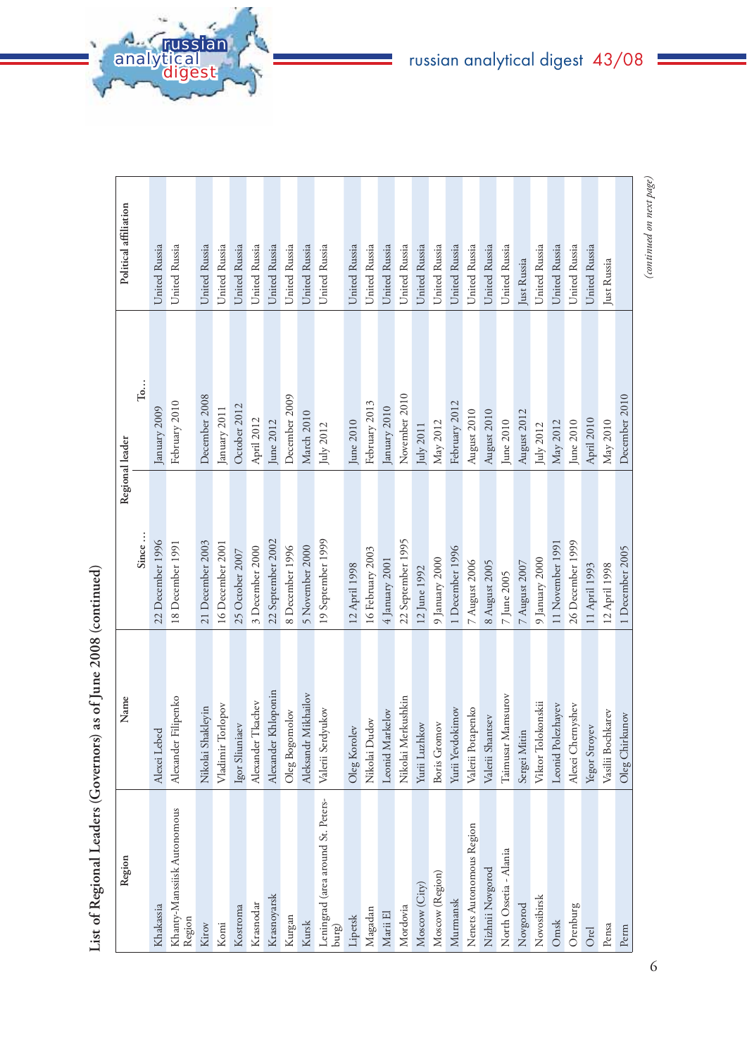## List of Regional Leaders (Governors) as of June 2008 (continued)

| Region | Name | Regional leader | | Political affiliation |
|---|---|---|---|---|
| | | Since … | To… | |
| Khakassia | Alexei Lebed | 22 December 1996 | January 2009 | United Russia |
| Khanty-Manssiisk Autonomous Region | Alexander Filipenko | 18 December 1991 | February 2010 | United Russia |
| Kirov | Nikolai Shaklеyin | 21 December 2003 | December 2008 | United Russia |
| Komi | Vladimir Torlopov | 16 December 2001 | January 2011 | United Russia |
| Kostroma | Igor Sluniaev | 25 October 2007 | October 2012 | United Russia |
| Krasnodar | Alexander Tkachev | 3 December 2000 | April 2012 | United Russia |
| Krasnoyarsk | Alexander Khloponin | 22 September 2002 | June 2012 | United Russia |
| Kurgan | Oleg Bogomolov | 8 December 1996 | December 2009 | United Russia |
| Kursk | Aleksandr Mikhailov | 5 November 2000 | March 2010 | United Russia |
| Leningrad (area around St. Petersburg) | Valerii Serdyukov | 19 September 1999 | July 2012 | United Russia |
| Lipetsk | Oleg Korolev | 12 April 1998 | June 2010 | United Russia |
| Magadan | Nikolai Dudov | 16 February 2003 | February 2013 | United Russia |
| Marii El | Leonid Markelov | 4 January 2001 | January 2010 | United Russia |
| Mordovia | Nikolai Merkushkin | 22 September 1995 | November 2010 | United Russia |
| Moscow (City) | Yurii Luzhkov | 12 June 1992 | July 2011 | United Russia |
| Moscow (Region) | Boris Gromov | 9 January 2000 | May 2012 | United Russia |
| Murmansk | Yurii Yevdokimov | 1 December 1996 | February 2012 | United Russia |
| Nenets Autonomous Region | Valerii Potapenko | 7 August 2006 | August 2010 | United Russia |
| Nizhnii Novgorod | Valerii Shantsev | 8 August 2005 | August 2010 | United Russia |
| North Ossetia - Alania | Taimusar Mamsurov | 7 June 2005 | June 2010 | United Russia |
| Novgorod | Sergei Mitin | 7 August 2007 | August 2012 | Just Russia |
| Novosibirsk | Viktor Tolokonskii | 9 January 2000 | July 2012 | United Russia |
| Omsk | Leonid Polezhayev | 11 November 1991 | May 2012 | United Russia |
| Orenburg | Alexei Chernyshev | 26 December 1999 | June 2010 | United Russia |
| Orel | Yegor Stroyev | 11 April 1993 | April 2010 | United Russia |
| Pensa | Vasilii Bochkarev | 12 April 1998 | May 2010 | Just Russia |
| Perm | Oleg Chirkunov | 1 December 2005 | December 2010 | |

*(continued on next page)*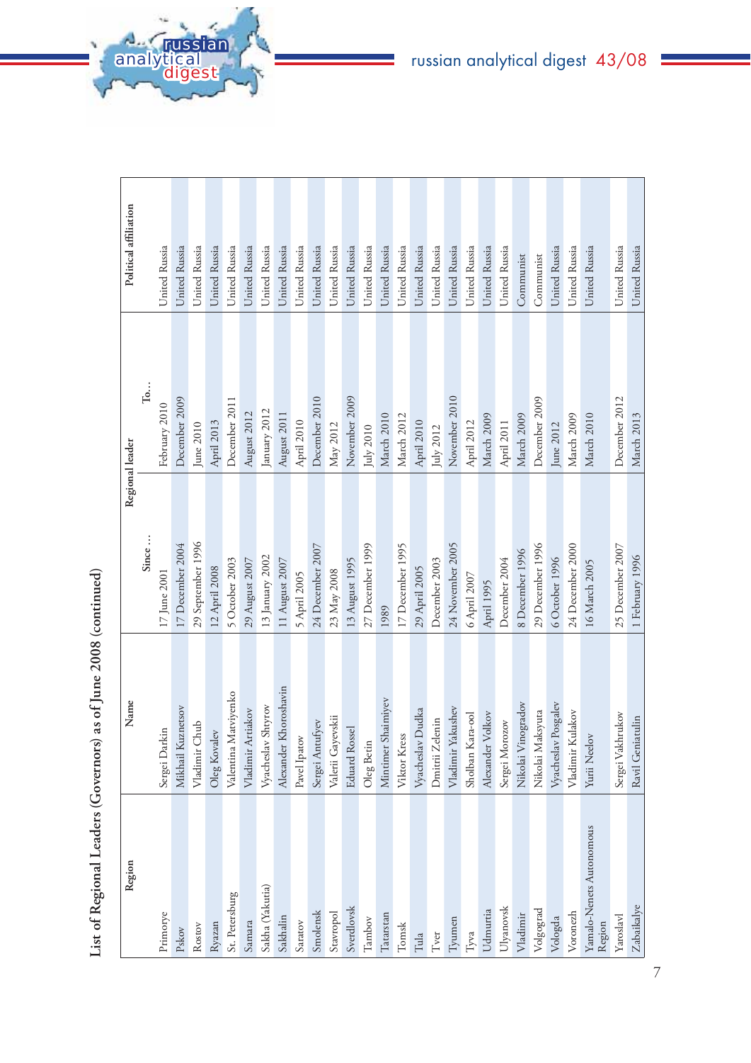## List of Regional Leaders (Governors) as of June 2008 (continued)

| Region | Name | Regional leader | | Political affiliation |
|---|---|---|---|---|
| | | Since … | To… | |
| Primorye | Sergei Darkin | 17 June 2001 | February 2010 | United Russia |
| Pskov | Mikhail Kuznetsov | 17 December 2004 | December 2009 | United Russia |
| Rostov | Vladimir Chub | 29 September 1996 | June 2010 | United Russia |
| Ryazan | Oleg Kovalev | 12 April 2008 | April 2013 | United Russia |
| St. Petersburg | Valentina Matviyenko | 5 October 2003 | December 2011 | United Russia |
| Samara | Vladimir Artiakov | 29 August 2007 | August 2012 | United Russia |
| Sakha (Yakutia) | Vyacheslav Shtyrov | 13 January 2002 | January 2012 | United Russia |
| Sakhalin | Alexander Khoroshavin | 11 August 2007 | August 2011 | United Russia |
| Saratov | Pavel Ipatov | 5 April 2005 | April 2010 | United Russia |
| Smolensk | Sergei Antufyev | 24 December 2007 | December 2010 | United Russia |
| Stavropol | Valerii Gayevskii | 23 May 2008 | May 2012 | United Russia |
| Sverdlovsk | Eduard Rossel | 13 August 1995 | November 2009 | United Russia |
| Tambov | Oleg Betin | 27 December 1999 | July 2010 | United Russia |
| Tatarstan | Mintimer Shaimiyev | 1989 | March 2010 | United Russia |
| Tomsk | Viktor Kress | 17 December 1995 | March 2012 | United Russia |
| Tula | Vyacheslav Dudka | 29 April 2005 | April 2010 | United Russia |
| Tver | Dmitrii Zelenin | December 2003 | July 2012 | United Russia |
| Tyumen | Vladimir Yakushev | 24 November 2005 | November 2010 | United Russia |
| Tyva | Sholban Kara-ool | 6 April 2007 | April 2012 | United Russia |
| Udmurtia | Alexander Volkov | April 1995 | March 2009 | United Russia |
| Ulyanovsk | Sergei Morozov | December 2004 | April 2011 | United Russia |
| Vladimir | Nikolai Vinogradov | 8 December 1996 | March 2009 | Communist |
| Volgograd | Nikolai Maksyuta | 29 December 1996 | December 2009 | Communist |
| Vologda | Vyacheslav Posgalev | 6 October 1996 | June 2012 | United Russia |
| Voronezh | Vladimir Kulakov | 24 December 2000 | March 2009 | United Russia |
| Yamalo-Nenets Autonomous Region | Yurii Neelov | 16 March 2005 | March 2010 | United Russia |
| Yaroslavl | Sergei Vakhrukov | 25 December 2007 | December 2012 | United Russia |
| Zabaikalye | Ravil Geniatulin | 1 February 1996 | March 2013 | United Russia |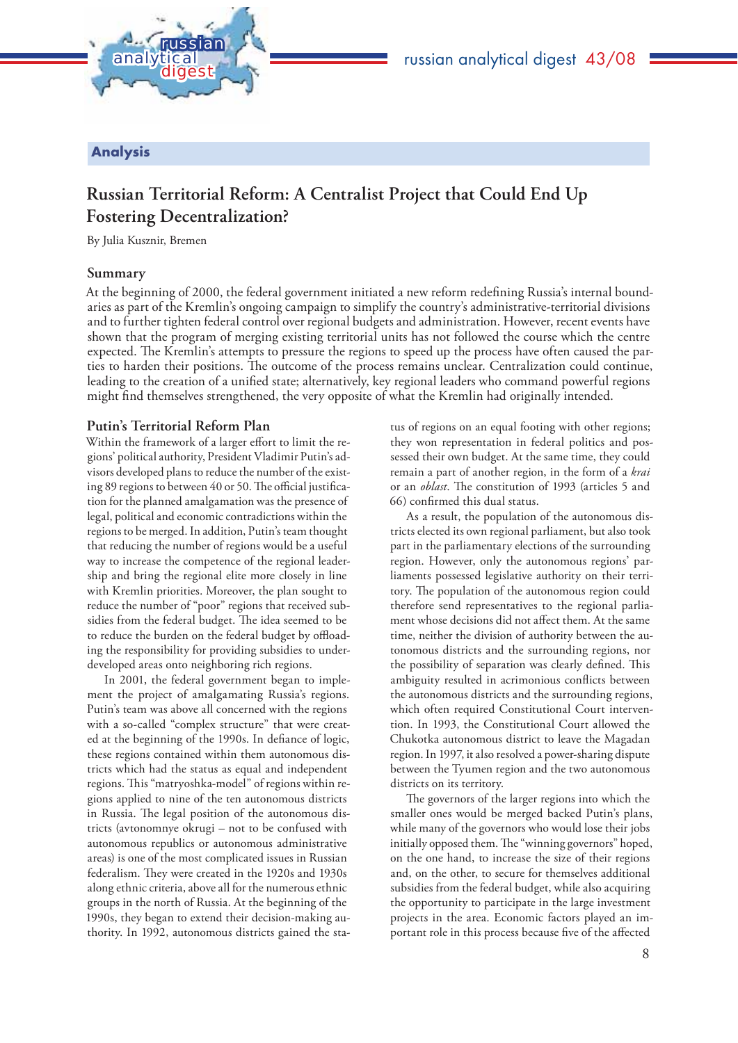## Analysis

# Russian Territorial Reform: A Centralist Project that Could End Up Fostering Decentralization?

By Julia Kusznir, Bremen

## Summary

At the beginning of 2000, the federal government initiated a new reform redefining Russia's internal boundaries as part of the Kremlin's ongoing campaign to simplify the country's administrative-territorial divisions and to further tighten federal control over regional budgets and administration. However, recent events have shown that the program of merging existing territorial units has not followed the course which the centre expected. The Kremlin's attempts to pressure the regions to speed up the process have often caused the parties to harden their positions. The outcome of the process remains unclear. Centralization could continue, leading to the creation of a unified state; alternatively, key regional leaders who command powerful regions might find themselves strengthened, the very opposite of what the Kremlin had originally intended.

## Putin's Territorial Reform Plan

Within the framework of a larger effort to limit the regions' political authority, President Vladimir Putin's advisors developed plans to reduce the number of the existing 89 regions to between 40 or 50. The official justification for the planned amalgamation was the presence of legal, political and economic contradictions within the regions to be merged. In addition, Putin's team thought that reducing the number of regions would be a useful way to increase the competence of the regional leadership and bring the regional elite more closely in line with Kremlin priorities. Moreover, the plan sought to reduce the number of "poor" regions that received subsidies from the federal budget. The idea seemed to be to reduce the burden on the federal budget by offloading the responsibility for providing subsidies to underdeveloped areas onto neighboring rich regions.

In 2001, the federal government began to implement the project of amalgamating Russia's regions. Putin's team was above all concerned with the regions with a so-called "complex structure" that were created at the beginning of the 1990s. In defiance of logic, these regions contained within them autonomous districts which had the status as equal and independent regions. This "matryoshka-model" of regions within regions applied to nine of the ten autonomous districts in Russia. The legal position of the autonomous districts (avtonomnye okrugi – not to be confused with autonomous republics or autonomous administrative areas) is one of the most complicated issues in Russian federalism. They were created in the 1920s and 1930s along ethnic criteria, above all for the numerous ethnic groups in the north of Russia. At the beginning of the 1990s, they began to extend their decision-making authority. In 1992, autonomous districts gained the status of regions on an equal footing with other regions; they won representation in federal politics and possessed their own budget. At the same time, they could remain a part of another region, in the form of a *krai* or an *oblast*. The constitution of 1993 (articles 5 and 66) confirmed this dual status.

As a result, the population of the autonomous districts elected its own regional parliament, but also took part in the parliamentary elections of the surrounding region. However, only the autonomous regions' parliaments possessed legislative authority on their territory. The population of the autonomous region could therefore send representatives to the regional parliament whose decisions did not affect them. At the same time, neither the division of authority between the autonomous districts and the surrounding regions, nor the possibility of separation was clearly defined. This ambiguity resulted in acrimonious conflicts between the autonomous districts and the surrounding regions, which often required Constitutional Court intervention. In 1993, the Constitutional Court allowed the Chukotka autonomous district to leave the Magadan region. In 1997, it also resolved a power-sharing dispute between the Tyumen region and the two autonomous districts on its territory.

The governors of the larger regions into which the smaller ones would be merged backed Putin's plans, while many of the governors who would lose their jobs initially opposed them. The "winning governors" hoped, on the one hand, to increase the size of their regions and, on the other, to secure for themselves additional subsidies from the federal budget, while also acquiring the opportunity to participate in the large investment projects in the area. Economic factors played an important role in this process because five of the affected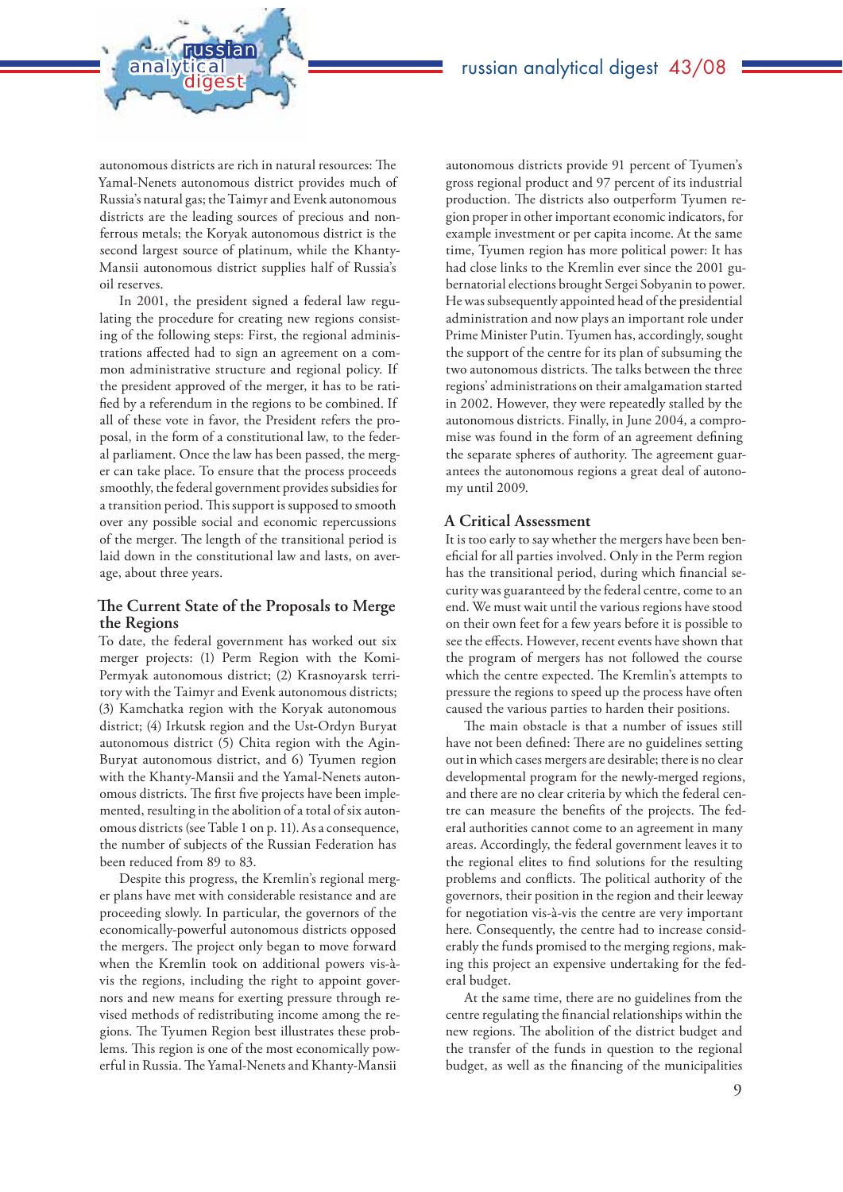autonomous districts are rich in natural resources: The Yamal-Nenets autonomous district provides much of Russia's natural gas; the Taimyr and Evenk autonomous districts are the leading sources of precious and non-ferrous metals; the Koryak autonomous district is the second largest source of platinum, while the Khanty-Mansii autonomous district supplies half of Russia's oil reserves.

In 2001, the president signed a federal law regulating the procedure for creating new regions consisting of the following steps: First, the regional administrations affected had to sign an agreement on a common administrative structure and regional policy. If the president approved of the merger, it has to be ratified by a referendum in the regions to be combined. If all of these vote in favor, the President refers the proposal, in the form of a constitutional law, to the federal parliament. Once the law has been passed, the merger can take place. To ensure that the process proceeds smoothly, the federal government provides subsidies for a transition period. This support is supposed to smooth over any possible social and economic repercussions of the merger. The length of the transitional period is laid down in the constitutional law and lasts, on average, about three years.

## The Current State of the Proposals to Merge the Regions

To date, the federal government has worked out six merger projects: (1) Perm Region with the Komi-Permyak autonomous district; (2) Krasnoyarsk territory with the Taimyr and Evenk autonomous districts; (3) Kamchatka region with the Koryak autonomous district; (4) Irkutsk region and the Ust-Ordyn Buryat autonomous district (5) Chita region with the Agin-Buryat autonomous district, and 6) Tyumen region with the Khanty-Mansii and the Yamal-Nenets autonomous districts. The first five projects have been implemented, resulting in the abolition of a total of six autonomous districts (see Table 1 on p. 11). As a consequence, the number of subjects of the Russian Federation has been reduced from 89 to 83.

Despite this progress, the Kremlin's regional merger plans have met with considerable resistance and are proceeding slowly. In particular, the governors of the economically-powerful autonomous districts opposed the mergers. The project only began to move forward when the Kremlin took on additional powers vis-à-vis the regions, including the right to appoint governors and new means for exerting pressure through revised methods of redistributing income among the regions. The Tyumen Region best illustrates these problems. This region is one of the most economically powerful in Russia. The Yamal-Nenets and Khanty-Mansii autonomous districts provide 91 percent of Tyumen's gross regional product and 97 percent of its industrial production. The districts also outperform Tyumen region proper in other important economic indicators, for example investment or per capita income. At the same time, Tyumen region has more political power: It has had close links to the Kremlin ever since the 2001 gubernatorial elections brought Sergei Sobyanin to power. He was subsequently appointed head of the presidential administration and now plays an important role under Prime Minister Putin. Tyumen has, accordingly, sought the support of the centre for its plan of subsuming the two autonomous districts. The talks between the three regions' administrations on their amalgamation started in 2002. However, they were repeatedly stalled by the autonomous districts. Finally, in June 2004, a compromise was found in the form of an agreement defining the separate spheres of authority. The agreement guarantees the autonomous regions a great deal of autonomy until 2009.

## A Critical Assessment

It is too early to say whether the mergers have been beneficial for all parties involved. Only in the Perm region has the transitional period, during which financial security was guaranteed by the federal centre, come to an end. We must wait until the various regions have stood on their own feet for a few years before it is possible to see the effects. However, recent events have shown that the program of mergers has not followed the course which the centre expected. The Kremlin's attempts to pressure the regions to speed up the process have often caused the various parties to harden their positions.

The main obstacle is that a number of issues still have not been defined: There are no guidelines setting out in which cases mergers are desirable; there is no clear developmental program for the newly-merged regions, and there are no clear criteria by which the federal centre can measure the benefits of the projects. The federal authorities cannot come to an agreement in many areas. Accordingly, the federal government leaves it to the regional elites to find solutions for the resulting problems and conflicts. The political authority of the governors, their position in the region and their leeway for negotiation vis-à-vis the centre are very important here. Consequently, the centre had to increase considerably the funds promised to the merging regions, making this project an expensive undertaking for the federal budget.

At the same time, there are no guidelines from the centre regulating the financial relationships within the new regions. The abolition of the district budget and the transfer of the funds in question to the regional budget, as well as the financing of the municipalities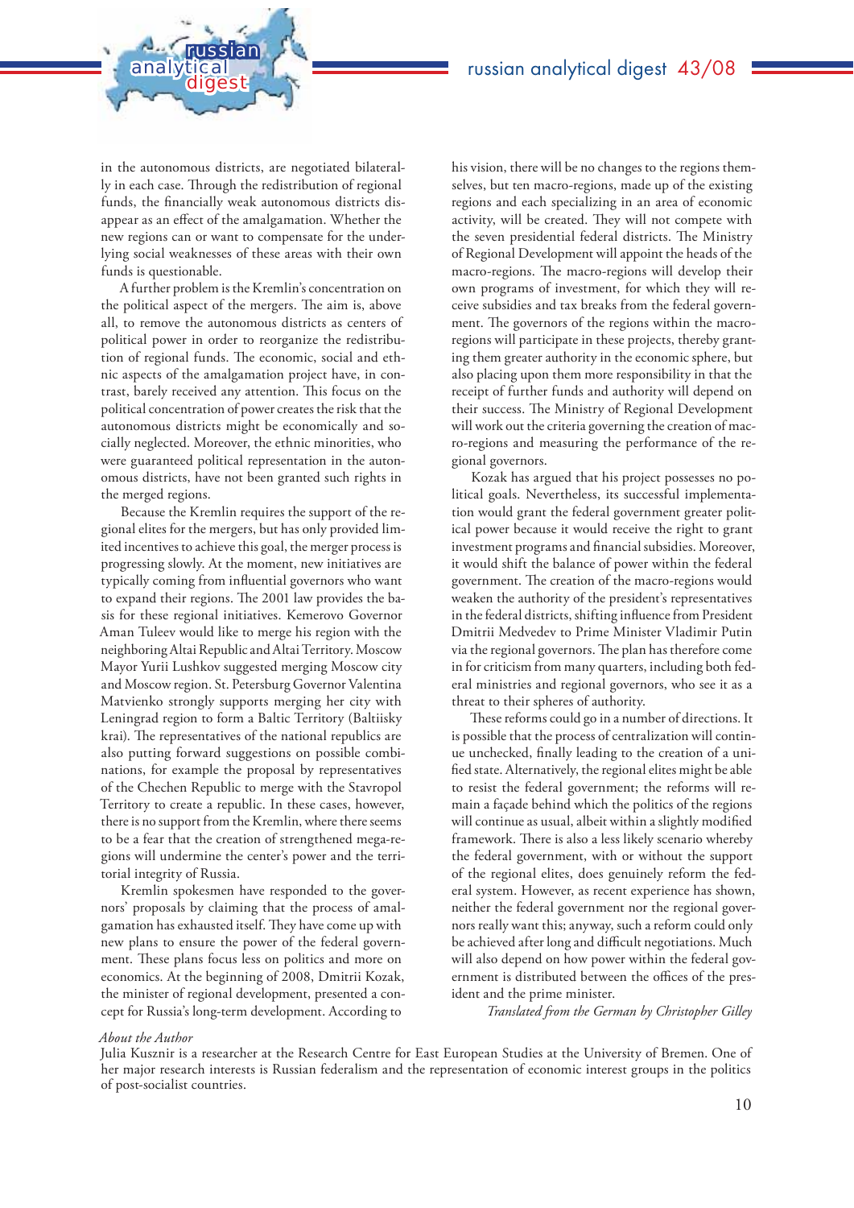in the autonomous districts, are negotiated bilaterally in each case. Through the redistribution of regional funds, the financially weak autonomous districts disappear as an effect of the amalgamation. Whether the new regions can or want to compensate for the underlying social weaknesses of these areas with their own funds is questionable.

A further problem is the Kremlin's concentration on the political aspect of the mergers. The aim is, above all, to remove the autonomous districts as centers of political power in order to reorganize the redistribution of regional funds. The economic, social and ethnic aspects of the amalgamation project have, in contrast, barely received any attention. This focus on the political concentration of power creates the risk that the autonomous districts might be economically and socially neglected. Moreover, the ethnic minorities, who were guaranteed political representation in the autonomous districts, have not been granted such rights in the merged regions.

Because the Kremlin requires the support of the regional elites for the mergers, but has only provided limited incentives to achieve this goal, the merger process is progressing slowly. At the moment, new initiatives are typically coming from influential governors who want to expand their regions. The 2001 law provides the basis for these regional initiatives. Kemerovo Governor Aman Tuleev would like to merge his region with the neighboring Altai Republic and Altai Territory. Moscow Mayor Yurii Lushkov suggested merging Moscow city and Moscow region. St. Petersburg Governor Valentina Matvienko strongly supports merging her city with Leningrad region to form a Baltic Territory (Baltiisky krai). The representatives of the national republics are also putting forward suggestions on possible combinations, for example the proposal by representatives of the Chechen Republic to merge with the Stavropol Territory to create a republic. In these cases, however, there is no support from the Kremlin, where there seems to be a fear that the creation of strengthened mega-regions will undermine the center's power and the territorial integrity of Russia.

Kremlin spokesmen have responded to the governors' proposals by claiming that the process of amalgamation has exhausted itself. They have come up with new plans to ensure the power of the federal government. These plans focus less on politics and more on economics. At the beginning of 2008, Dmitrii Kozak, the minister of regional development, presented a concept for Russia's long-term development. According to his vision, there will be no changes to the regions themselves, but ten macro-regions, made up of the existing regions and each specializing in an area of economic activity, will be created. They will not compete with the seven presidential federal districts. The Ministry of Regional Development will appoint the heads of the macro-regions. The macro-regions will develop their own programs of investment, for which they will receive subsidies and tax breaks from the federal government. The governors of the regions within the macro-regions will participate in these projects, thereby granting them greater authority in the economic sphere, but also placing upon them more responsibility in that the receipt of further funds and authority will depend on their success. The Ministry of Regional Development will work out the criteria governing the creation of macro-regions and measuring the performance of the regional governors.

Kozak has argued that his project possesses no political goals. Nevertheless, its successful implementation would grant the federal government greater political power because it would receive the right to grant investment programs and financial subsidies. Moreover, it would shift the balance of power within the federal government. The creation of the macro-regions would weaken the authority of the president's representatives in the federal districts, shifting influence from President Dmitrii Medvedev to Prime Minister Vladimir Putin via the regional governors. The plan has therefore come in for criticism from many quarters, including both federal ministries and regional governors, who see it as a threat to their spheres of authority.

These reforms could go in a number of directions. It is possible that the process of centralization will continue unchecked, finally leading to the creation of a unified state. Alternatively, the regional elites might be able to resist the federal government; the reforms will remain a façade behind which the politics of the regions will continue as usual, albeit within a slightly modified framework. There is also a less likely scenario whereby the federal government, with or without the support of the regional elites, does genuinely reform the federal system. However, as recent experience has shown, neither the federal government nor the regional governors really want this; anyway, such a reform could only be achieved after long and difficult negotiations. Much will also depend on how power within the federal government is distributed between the offices of the president and the prime minister.

*Translated from the German by Christopher Gilley*

*About the Author*

Julia Kusznir is a researcher at the Research Centre for East European Studies at the University of Bremen. One of her major research interests is Russian federalism and the representation of economic interest groups in the politics of post-socialist countries.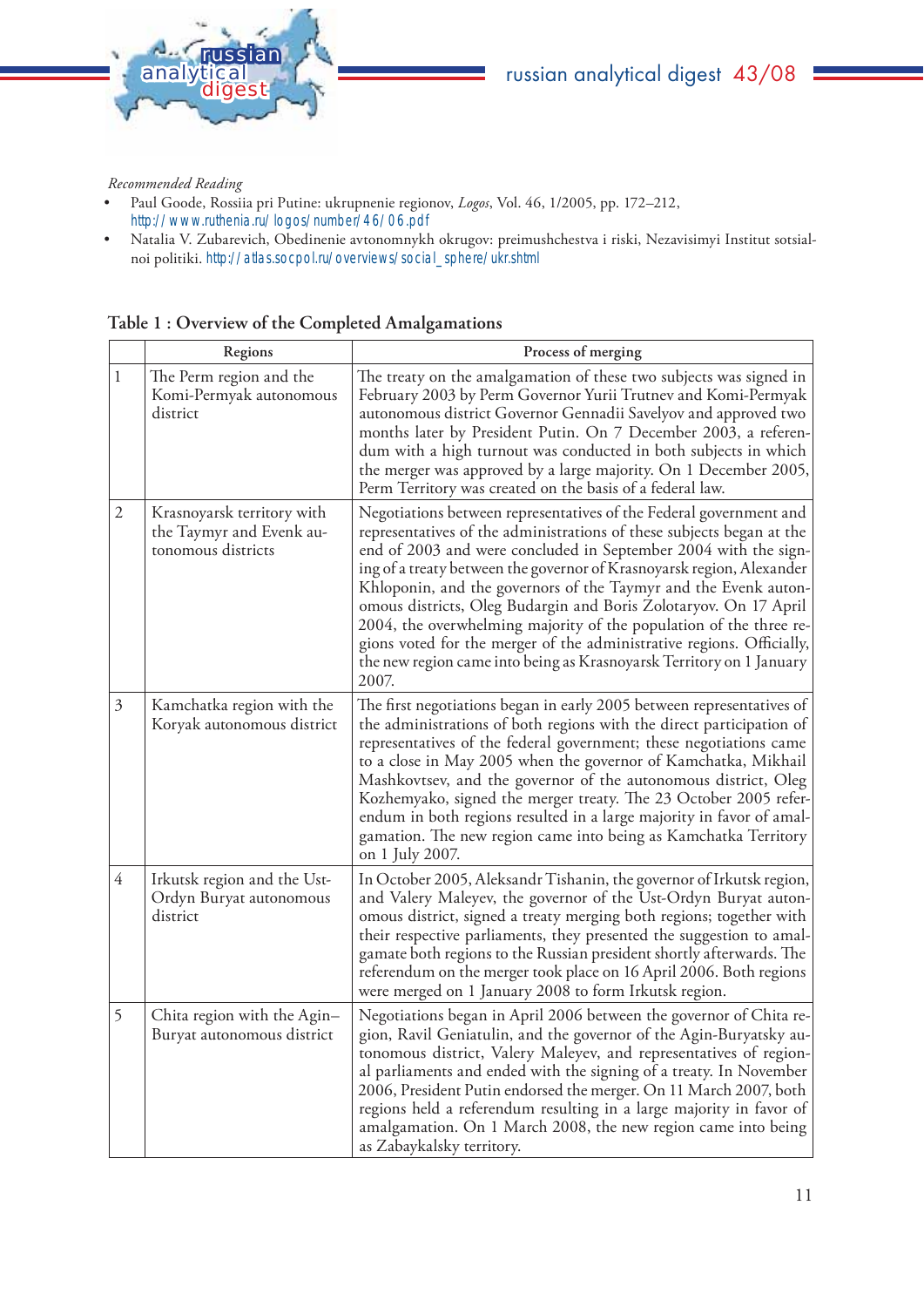*Recommended Reading*

- Paul Goode, Rossiia pri Putine: ukrupnenie regionov, *Logos*, Vol. 46, 1/2005, pp. 172–212, http://www.ruthenia.ru/logos/number/46/06.pdf
- Natalia V. Zubarevich, Obedinenie avtonomnykh okrugov: preimushchestva i riski, Nezavisimyi Institut sotsialnoi politiki. http://atlas.socpol.ru/overviews/social_sphere/ukr.shtml

**Table 1 : Overview of the Completed Amalgamations**

| | Regions | Process of merging |
|---|---|---|
| 1 | The Perm region and the Komi-Permyak autonomous district | The treaty on the amalgamation of these two subjects was signed in February 2003 by Perm Governor Yurii Trutnev and Komi-Permyak autonomous district Governor Gennadii Savelyov and approved two months later by President Putin. On 7 December 2003, a referendum with a high turnout was conducted in both subjects in which the merger was approved by a large majority. On 1 December 2005, Perm Territory was created on the basis of a federal law. |
| 2 | Krasnoyarsk territory with the Taymyr and Evenk autonomous districts | Negotiations between representatives of the Federal government and representatives of the administrations of these subjects began at the end of 2003 and were concluded in September 2004 with the signing of a treaty between the governor of Krasnoyarsk region, Alexander Khloponin, and the governors of the Taymyr and the Evenk autonomous districts, Oleg Budargin and Boris Zolotaryov. On 17 April 2004, the overwhelming majority of the population of the three regions voted for the merger of the administrative regions. Officially, the new region came into being as Krasnoyarsk Territory on 1 January 2007. |
| 3 | Kamchatka region with the Koryak autonomous district | The first negotiations began in early 2005 between representatives of the administrations of both regions with the direct participation of representatives of the federal government; these negotiations came to a close in May 2005 when the governor of Kamchatka, Mikhail Mashkovtsev, and the governor of the autonomous district, Oleg Kozhemyako, signed the merger treaty. The 23 October 2005 referendum in both regions resulted in a large majority in favor of amalgamation. The new region came into being as Kamchatka Territory on 1 July 2007. |
| 4 | Irkutsk region and the Ust-Ordyn Buryat autonomous district | In October 2005, Aleksandr Tishanin, the governor of Irkutsk region, and Valery Maleyev, the governor of the Ust-Ordyn Buryat autonomous district, signed a treaty merging both regions; together with their respective parliaments, they presented the suggestion to amalgamate both regions to the Russian president shortly afterwards. The referendum on the merger took place on 16 April 2006. Both regions were merged on 1 January 2008 to form Irkutsk region. |
| 5 | Chita region with the Agin–Buryat autonomous district | Negotiations began in April 2006 between the governor of Chita region, Ravil Geniatulin, and the governor of the Agin-Buryatsky autonomous district, Valery Maleyev, and representatives of regional parliaments and ended with the signing of a treaty. In November 2006, President Putin endorsed the merger. On 11 March 2007, both regions held a referendum resulting in a large majority in favor of amalgamation. On 1 March 2008, the new region came into being as Zabaykalsky territory. |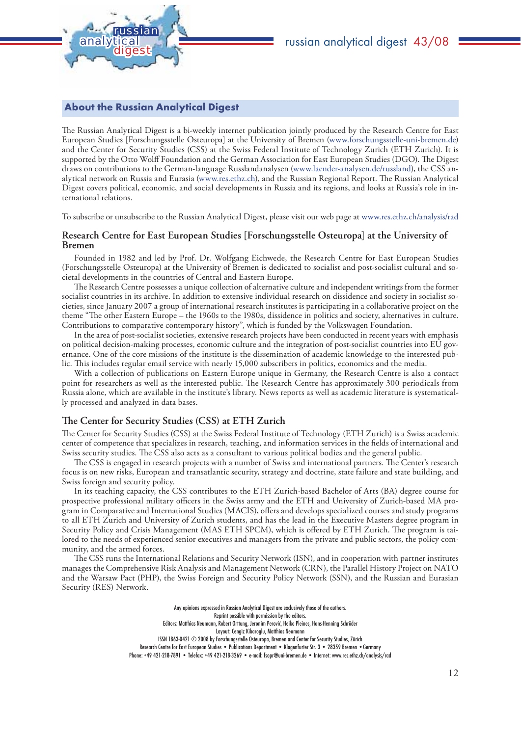## About the Russian Analytical Digest

The Russian Analytical Digest is a bi-weekly internet publication jointly produced by the Research Centre for East European Studies [Forschungsstelle Osteuropa] at the University of Bremen (www.forschungsstelle-uni-bremen.de) and the Center for Security Studies (CSS) at the Swiss Federal Institute of Technology Zurich (ETH Zurich). It is supported by the Otto Wolff Foundation and the German Association for East European Studies (DGO). The Digest draws on contributions to the German-language Russlandanalysen (www.laender-analysen.de/russland), the CSS analytical network on Russia and Eurasia (www.res.ethz.ch), and the Russian Regional Report. The Russian Analytical Digest covers political, economic, and social developments in Russia and its regions, and looks at Russia's role in international relations.

To subscribe or unsubscribe to the Russian Analytical Digest, please visit our web page at www.res.ethz.ch/analysis/rad

### Research Centre for East European Studies [Forschungsstelle Osteuropa] at the University of Bremen

Founded in 1982 and led by Prof. Dr. Wolfgang Eichwede, the Research Centre for East European Studies (Forschungsstelle Osteuropa) at the University of Bremen is dedicated to socialist and post-socialist cultural and societal developments in the countries of Central and Eastern Europe.

The Research Centre possesses a unique collection of alternative culture and independent writings from the former socialist countries in its archive. In addition to extensive individual research on dissidence and society in socialist societies, since January 2007 a group of international research institutes is participating in a collaborative project on the theme "The other Eastern Europe – the 1960s to the 1980s, dissidence in politics and society, alternatives in culture. Contributions to comparative contemporary history", which is funded by the Volkswagen Foundation.

In the area of post-socialist societies, extensive research projects have been conducted in recent years with emphasis on political decision-making processes, economic culture and the integration of post-socialist countries into EU governance. One of the core missions of the institute is the dissemination of academic knowledge to the interested public. This includes regular email service with nearly 15,000 subscribers in politics, economics and the media.

With a collection of publications on Eastern Europe unique in Germany, the Research Centre is also a contact point for researchers as well as the interested public. The Research Centre has approximately 300 periodicals from Russia alone, which are available in the institute's library. News reports as well as academic literature is systematically processed and analyzed in data bases.

### The Center for Security Studies (CSS) at ETH Zurich

The Center for Security Studies (CSS) at the Swiss Federal Institute of Technology (ETH Zurich) is a Swiss academic center of competence that specializes in research, teaching, and information services in the fields of international and Swiss security studies. The CSS also acts as a consultant to various political bodies and the general public.

The CSS is engaged in research projects with a number of Swiss and international partners. The Center's research focus is on new risks, European and transatlantic security, strategy and doctrine, state failure and state building, and Swiss foreign and security policy.

In its teaching capacity, the CSS contributes to the ETH Zurich-based Bachelor of Arts (BA) degree course for prospective professional military officers in the Swiss army and the ETH and University of Zurich-based MA program in Comparative and International Studies (MACIS), offers and develops specialized courses and study programs to all ETH Zurich and University of Zurich students, and has the lead in the Executive Masters degree program in Security Policy and Crisis Management (MAS ETH SPCM), which is offered by ETH Zurich. The program is tailored to the needs of experienced senior executives and managers from the private and public sectors, the policy community, and the armed forces.

The CSS runs the International Relations and Security Network (ISN), and in cooperation with partner institutes manages the Comprehensive Risk Analysis and Management Network (CRN), the Parallel History Project on NATO and the Warsaw Pact (PHP), the Swiss Foreign and Security Policy Network (SSN), and the Russian and Eurasian Security (RES) Network.

Any opinions expressed in Russian Analytical Digest are exclusively those of the authors.
Reprint possible with permission by the editors.
Editors: Matthias Neumann, Robert Orttung, Jeronim Perović, Heiko Pleines, Hans-Henning Schröder
Layout: Cengiz Kibaroglu, Matthias Neumann
ISSN 1863-0421 © 2008 by Forschungsstelle Osteuropa, Bremen and Center for Security Studies, Zürich
Research Centre for East European Studies • Publications Department • Klagenfurter Str. 3 • 28359 Bremen • Germany
Phone: +49 421-218-7891 • Telefax: +49 421-218-3269 • e-mail: fsopr@uni-bremen.de • Internet: www.res.ethz.ch/analysis/rad